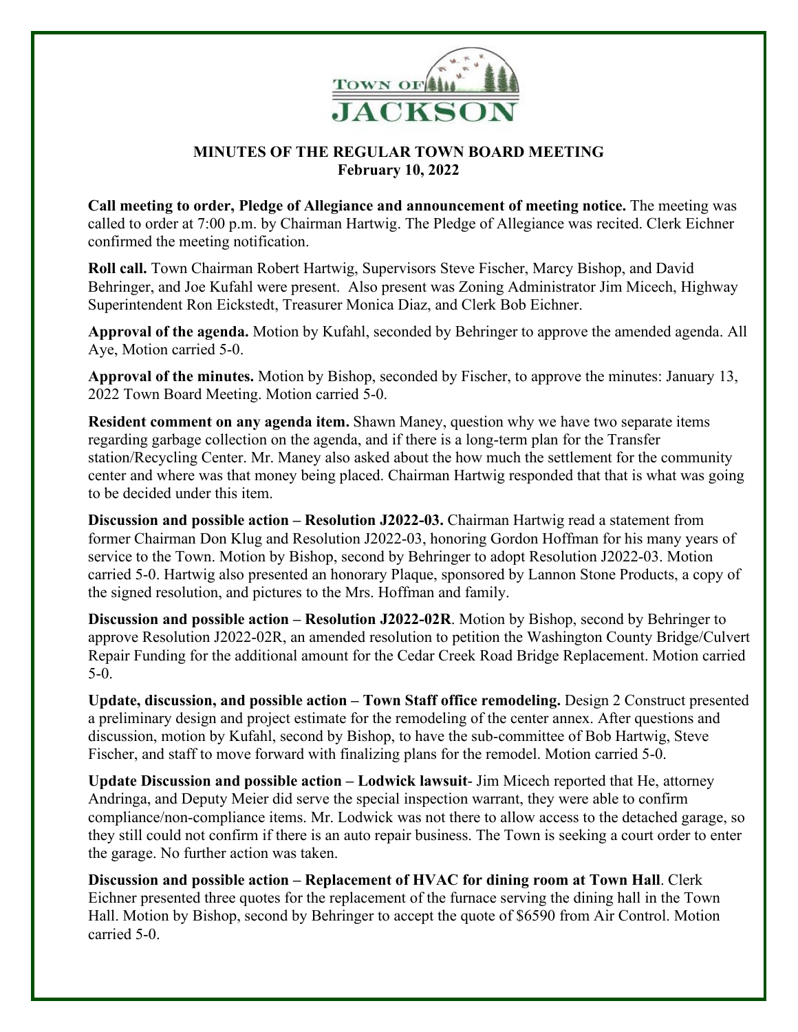# MINUTES OF THE REGULAR TOWN BOARD MEETING
## February 10, 2022

**Call meeting to order, Pledge of Allegiance and announcement of meeting notice.** The meeting was called to order at 7:00 p.m. by Chairman Hartwig. The Pledge of Allegiance was recited. Clerk Eichner confirmed the meeting notification.

**Roll call.** Town Chairman Robert Hartwig, Supervisors Steve Fischer, Marcy Bishop, and David Behringer, and Joe Kufahl were present. Also present was Zoning Administrator Jim Micech, Highway Superintendent Ron Eickstedt, Treasurer Monica Diaz, and Clerk Bob Eichner.

**Approval of the agenda.** Motion by Kufahl, seconded by Behringer to approve the amended agenda. All Aye, Motion carried 5-0.

**Approval of the minutes.** Motion by Bishop, seconded by Fischer, to approve the minutes: January 13, 2022 Town Board Meeting. Motion carried 5-0.

**Resident comment on any agenda item.** Shawn Maney, question why we have two separate items regarding garbage collection on the agenda, and if there is a long-term plan for the Transfer station/Recycling Center. Mr. Maney also asked about the how much the settlement for the community center and where was that money being placed. Chairman Hartwig responded that that is what was going to be decided under this item.

**Discussion and possible action – Resolution J2022-03.** Chairman Hartwig read a statement from former Chairman Don Klug and Resolution J2022-03, honoring Gordon Hoffman for his many years of service to the Town. Motion by Bishop, second by Behringer to adopt Resolution J2022-03. Motion carried 5-0. Hartwig also presented an honorary Plaque, sponsored by Lannon Stone Products, a copy of the signed resolution, and pictures to the Mrs. Hoffman and family.

**Discussion and possible action – Resolution J2022-02R**. Motion by Bishop, second by Behringer to approve Resolution J2022-02R, an amended resolution to petition the Washington County Bridge/Culvert Repair Funding for the additional amount for the Cedar Creek Road Bridge Replacement. Motion carried 5-0.

**Update, discussion, and possible action – Town Staff office remodeling.** Design 2 Construct presented a preliminary design and project estimate for the remodeling of the center annex. After questions and discussion, motion by Kufahl, second by Bishop, to have the sub-committee of Bob Hartwig, Steve Fischer, and staff to move forward with finalizing plans for the remodel. Motion carried 5-0.

**Update Discussion and possible action – Lodwick lawsuit**- Jim Micech reported that He, attorney Andringa, and Deputy Meier did serve the special inspection warrant, they were able to confirm compliance/non-compliance items. Mr. Lodwick was not there to allow access to the detached garage, so they still could not confirm if there is an auto repair business. The Town is seeking a court order to enter the garage. No further action was taken.

**Discussion and possible action – Replacement of HVAC for dining room at Town Hall**. Clerk Eichner presented three quotes for the replacement of the furnace serving the dining hall in the Town Hall. Motion by Bishop, second by Behringer to accept the quote of $6590 from Air Control. Motion carried 5-0.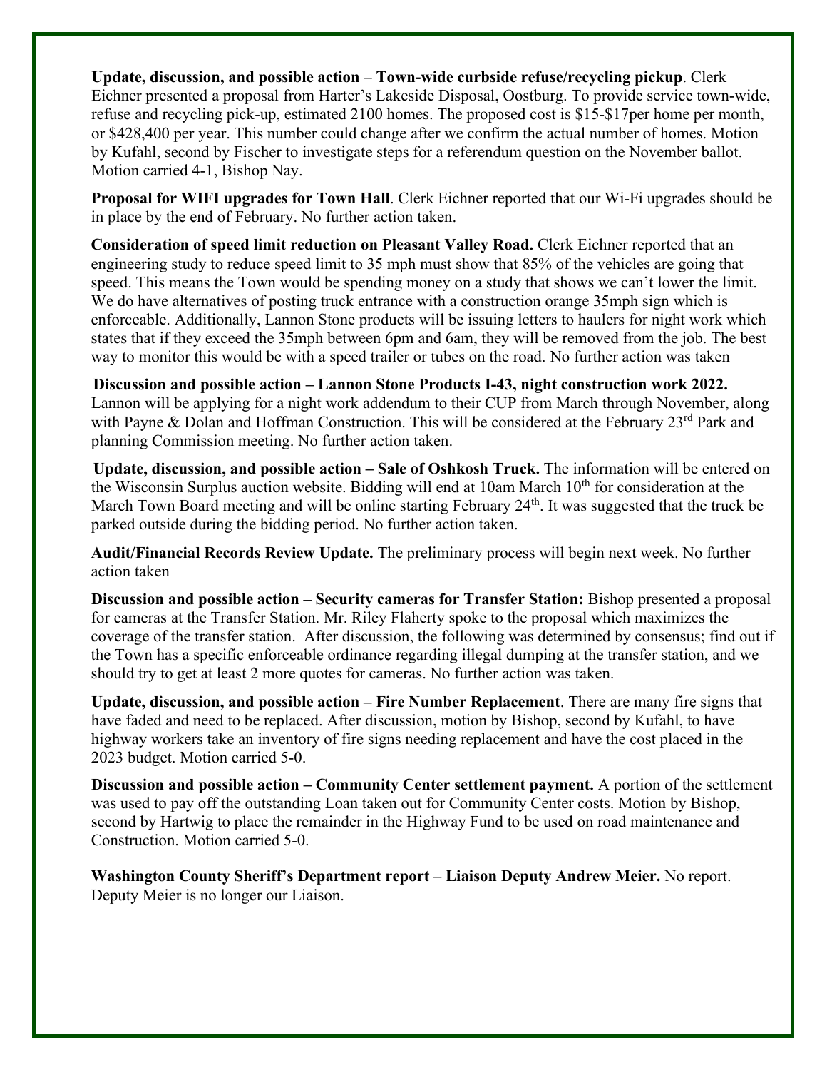**Update, discussion, and possible action – Town-wide curbside refuse/recycling pickup**. Clerk Eichner presented a proposal from Harter's Lakeside Disposal, Oostburg. To provide service town-wide, refuse and recycling pick-up, estimated 2100 homes. The proposed cost is $15-$17per home per month, or $428,400 per year. This number could change after we confirm the actual number of homes. Motion by Kufahl, second by Fischer to investigate steps for a referendum question on the November ballot. Motion carried 4-1, Bishop Nay.

**Proposal for WIFI upgrades for Town Hall**. Clerk Eichner reported that our Wi-Fi upgrades should be in place by the end of February. No further action taken.

**Consideration of speed limit reduction on Pleasant Valley Road.** Clerk Eichner reported that an engineering study to reduce speed limit to 35 mph must show that 85% of the vehicles are going that speed. This means the Town would be spending money on a study that shows we can't lower the limit. We do have alternatives of posting truck entrance with a construction orange 35mph sign which is enforceable. Additionally, Lannon Stone products will be issuing letters to haulers for night work which states that if they exceed the 35mph between 6pm and 6am, they will be removed from the job. The best way to monitor this would be with a speed trailer or tubes on the road. No further action was taken

**Discussion and possible action – Lannon Stone Products I-43, night construction work 2022.** Lannon will be applying for a night work addendum to their CUP from March through November, along with Payne & Dolan and Hoffman Construction. This will be considered at the February 23rd Park and planning Commission meeting. No further action taken.

**Update, discussion, and possible action – Sale of Oshkosh Truck.** The information will be entered on the Wisconsin Surplus auction website. Bidding will end at 10am March 10th for consideration at the March Town Board meeting and will be online starting February 24th. It was suggested that the truck be parked outside during the bidding period. No further action taken.

**Audit/Financial Records Review Update.** The preliminary process will begin next week. No further action taken

**Discussion and possible action – Security cameras for Transfer Station:** Bishop presented a proposal for cameras at the Transfer Station. Mr. Riley Flaherty spoke to the proposal which maximizes the coverage of the transfer station. After discussion, the following was determined by consensus; find out if the Town has a specific enforceable ordinance regarding illegal dumping at the transfer station, and we should try to get at least 2 more quotes for cameras. No further action was taken.

**Update, discussion, and possible action – Fire Number Replacement**. There are many fire signs that have faded and need to be replaced. After discussion, motion by Bishop, second by Kufahl, to have highway workers take an inventory of fire signs needing replacement and have the cost placed in the 2023 budget. Motion carried 5-0.

**Discussion and possible action – Community Center settlement payment.** A portion of the settlement was used to pay off the outstanding Loan taken out for Community Center costs. Motion by Bishop, second by Hartwig to place the remainder in the Highway Fund to be used on road maintenance and Construction. Motion carried 5-0.

**Washington County Sheriff's Department report – Liaison Deputy Andrew Meier.** No report. Deputy Meier is no longer our Liaison.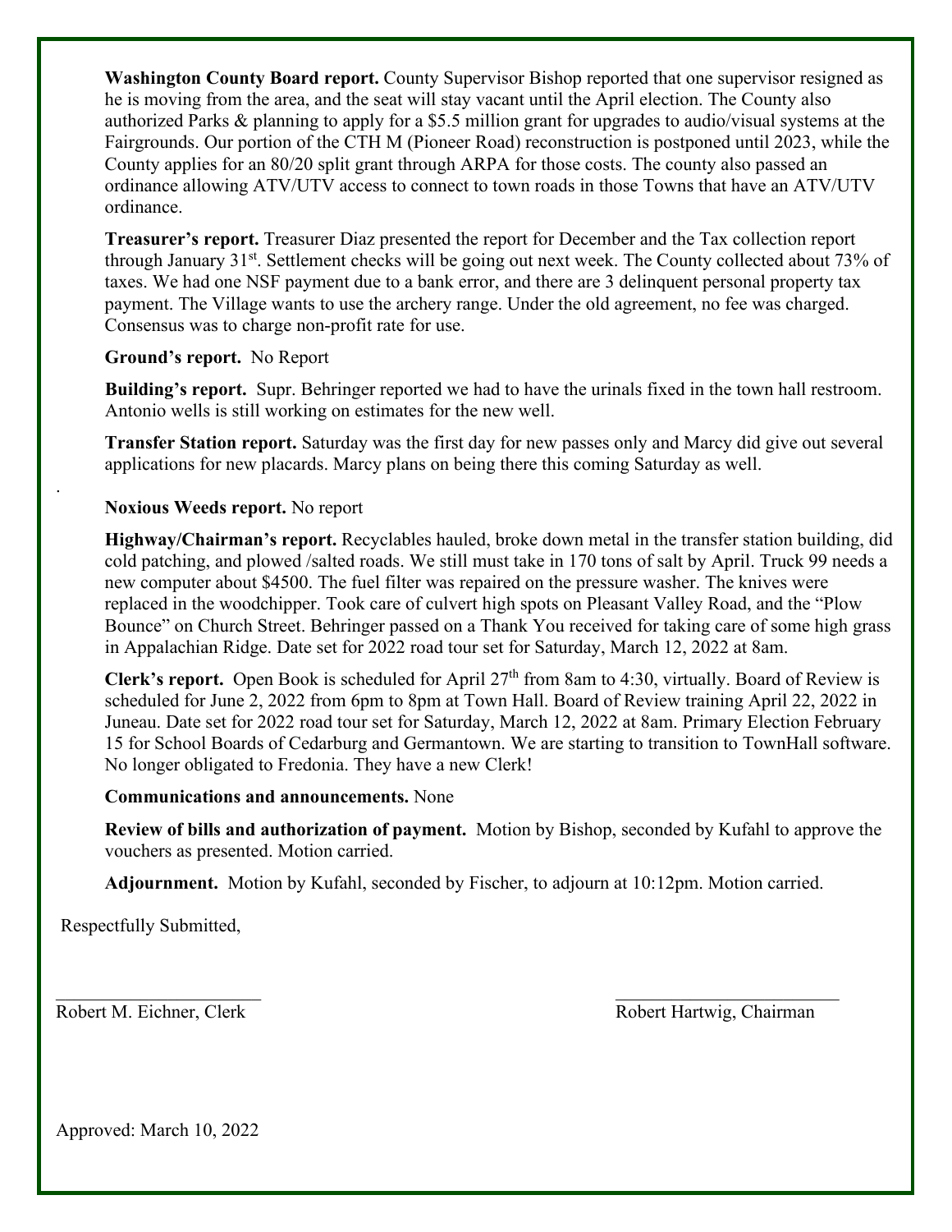**Washington County Board report.** County Supervisor Bishop reported that one supervisor resigned as he is moving from the area, and the seat will stay vacant until the April election. The County also authorized Parks & planning to apply for a $5.5 million grant for upgrades to audio/visual systems at the Fairgrounds. Our portion of the CTH M (Pioneer Road) reconstruction is postponed until 2023, while the County applies for an 80/20 split grant through ARPA for those costs. The county also passed an ordinance allowing ATV/UTV access to connect to town roads in those Towns that have an ATV/UTV ordinance.

**Treasurer's report.** Treasurer Diaz presented the report for December and the Tax collection report through January 31st. Settlement checks will be going out next week. The County collected about 73% of taxes. We had one NSF payment due to a bank error, and there are 3 delinquent personal property tax payment. The Village wants to use the archery range. Under the old agreement, no fee was charged. Consensus was to charge non-profit rate for use.

**Ground's report.** No Report

**Building's report.** Supr. Behringer reported we had to have the urinals fixed in the town hall restroom. Antonio wells is still working on estimates for the new well.

**Transfer Station report.** Saturday was the first day for new passes only and Marcy did give out several applications for new placards. Marcy plans on being there this coming Saturday as well.

.

**Noxious Weeds report.** No report

**Highway/Chairman's report.** Recyclables hauled, broke down metal in the transfer station building, did cold patching, and plowed /salted roads. We still must take in 170 tons of salt by April. Truck 99 needs a new computer about $4500. The fuel filter was repaired on the pressure washer. The knives were replaced in the woodchipper. Took care of culvert high spots on Pleasant Valley Road, and the "Plow Bounce" on Church Street. Behringer passed on a Thank You received for taking care of some high grass in Appalachian Ridge. Date set for 2022 road tour set for Saturday, March 12, 2022 at 8am.

**Clerk's report.** Open Book is scheduled for April 27th from 8am to 4:30, virtually. Board of Review is scheduled for June 2, 2022 from 6pm to 8pm at Town Hall. Board of Review training April 22, 2022 in Juneau. Date set for 2022 road tour set for Saturday, March 12, 2022 at 8am. Primary Election February 15 for School Boards of Cedarburg and Germantown. We are starting to transition to TownHall software. No longer obligated to Fredonia. They have a new Clerk!

**Communications and announcements.** None

**Review of bills and authorization of payment.** Motion by Bishop, seconded by Kufahl to approve the vouchers as presented. Motion carried.

**Adjournment.** Motion by Kufahl, seconded by Fischer, to adjourn at 10:12pm. Motion carried.

Respectfully Submitted,

______________________ ______________________

Robert M. Eichner, Clerk Robert Hartwig, Chairman

Approved: March 10, 2022